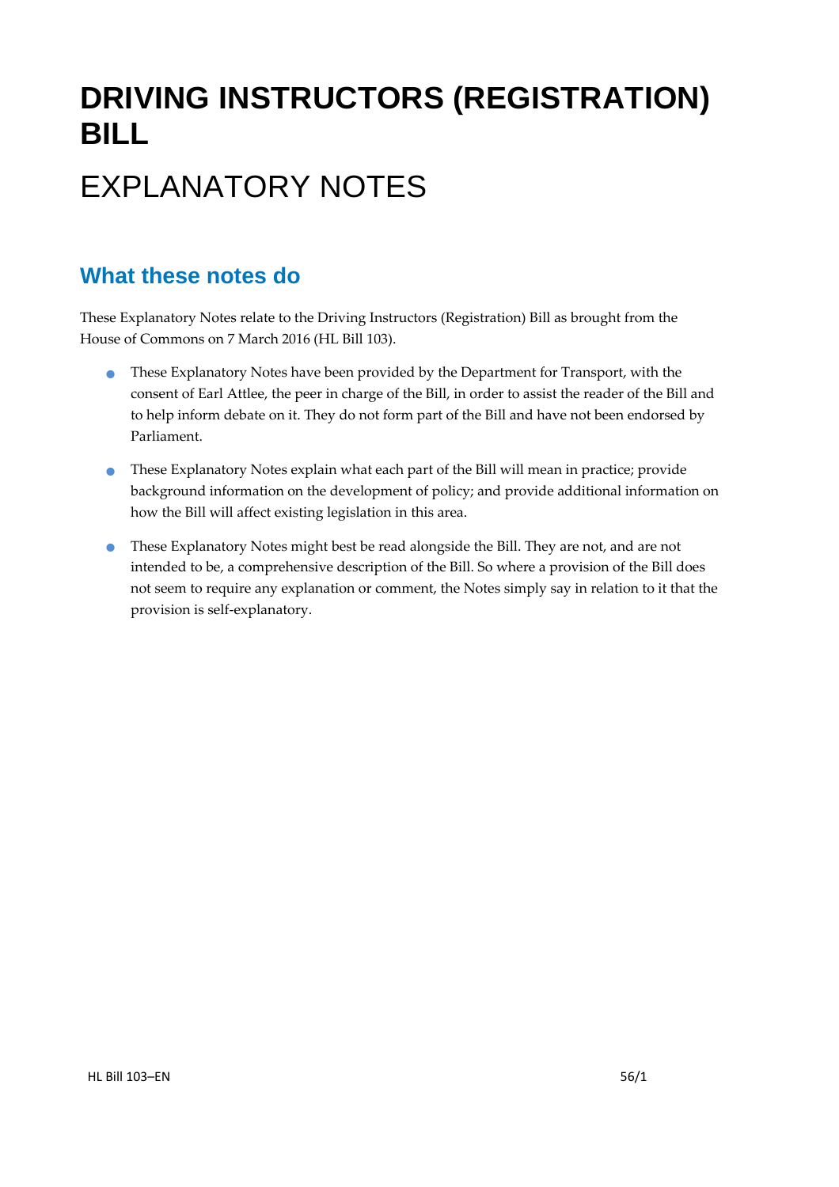# DRIVING INSTRUCTORS (REGISTRATION) BILL

# EXPLANATORY NOTES

## What these notes do

These Explanatory Notes relate to the Driving Instructors (Registration) Bill as brought from the House of Commons on 7 March 2016 (HL Bill 103).

- These Explanatory Notes have been provided by the Department for Transport, with the consent of Earl Attlee, the peer in charge of the Bill, in order to assist the reader of the Bill and to help inform debate on it. They do not form part of the Bill and have not been endorsed by Parliament.
- These Explanatory Notes explain what each part of the Bill will mean in practice; provide background information on the development of policy; and provide additional information on how the Bill will affect existing legislation in this area.
- These Explanatory Notes might best be read alongside the Bill. They are not, and are not intended to be, a comprehensive description of the Bill. So where a provision of the Bill does not seem to require any explanation or comment, the Notes simply say in relation to it that the provision is self-explanatory.

HL Bill 103–EN 56/1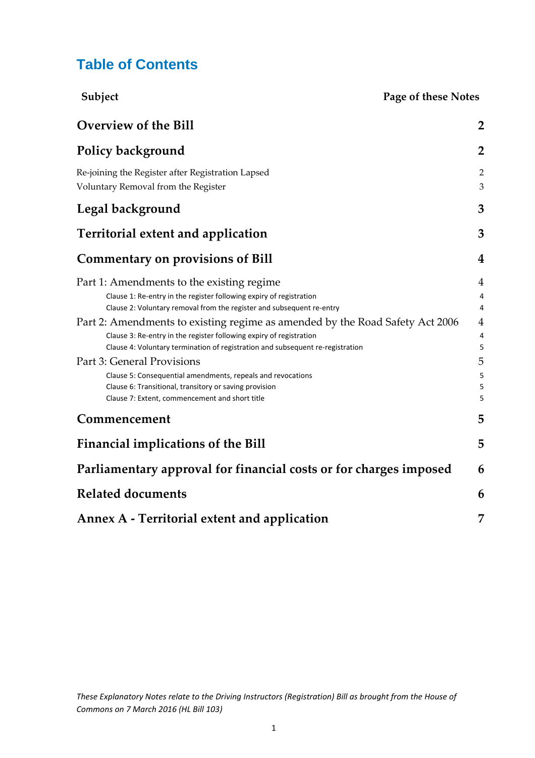# Table of Contents

| Subject | Page of these Notes |
|---|---|
| **Overview of the Bill** | **2** |
| **Policy background** | **2** |
| Re-joining the Register after Registration Lapsed | 2 |
| Voluntary Removal from the Register | 3 |
| **Legal background** | **3** |
| **Territorial extent and application** | **3** |
| **Commentary on provisions of Bill** | **4** |
| Part 1: Amendments to the existing regime | 4 |
| Clause 1: Re-entry in the register following expiry of registration | 4 |
| Clause 2: Voluntary removal from the register and subsequent re-entry | 4 |
| Part 2: Amendments to existing regime as amended by the Road Safety Act 2006 | 4 |
| Clause 3: Re-entry in the register following expiry of registration | 4 |
| Clause 4: Voluntary termination of registration and subsequent re-registration | 5 |
| Part 3: General Provisions | 5 |
| Clause 5: Consequential amendments, repeals and revocations | 5 |
| Clause 6: Transitional, transitory or saving provision | 5 |
| Clause 7: Extent, commencement and short title | 5 |
| **Commencement** | **5** |
| **Financial implications of the Bill** | **5** |
| **Parliamentary approval for financial costs or for charges imposed** | **6** |
| **Related documents** | **6** |
| **Annex A - Territorial extent and application** | **7** |

*These Explanatory Notes relate to the Driving Instructors (Registration) Bill as brought from the House of Commons on 7 March 2016 (HL Bill 103)*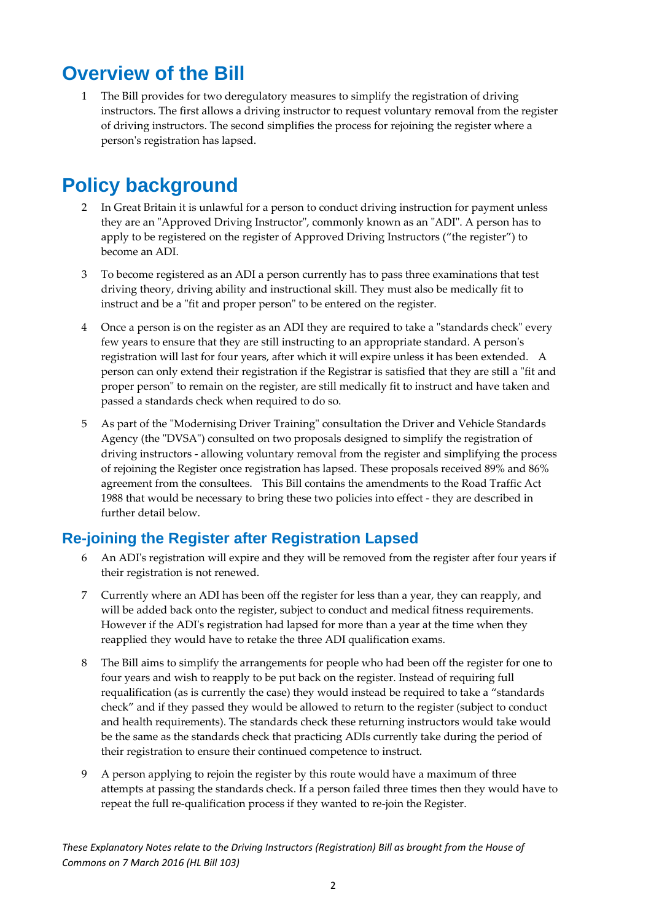# Overview of the Bill

1 The Bill provides for two deregulatory measures to simplify the registration of driving instructors. The first allows a driving instructor to request voluntary removal from the register of driving instructors. The second simplifies the process for rejoining the register where a person's registration has lapsed.

# Policy background

2 In Great Britain it is unlawful for a person to conduct driving instruction for payment unless they are an "Approved Driving Instructor", commonly known as an "ADI". A person has to apply to be registered on the register of Approved Driving Instructors ("the register") to become an ADI.

3 To become registered as an ADI a person currently has to pass three examinations that test driving theory, driving ability and instructional skill. They must also be medically fit to instruct and be a "fit and proper person" to be entered on the register.

4 Once a person is on the register as an ADI they are required to take a "standards check" every few years to ensure that they are still instructing to an appropriate standard. A person's registration will last for four years, after which it will expire unless it has been extended. A person can only extend their registration if the Registrar is satisfied that they are still a "fit and proper person" to remain on the register, are still medically fit to instruct and have taken and passed a standards check when required to do so.

5 As part of the "Modernising Driver Training" consultation the Driver and Vehicle Standards Agency (the "DVSA") consulted on two proposals designed to simplify the registration of driving instructors - allowing voluntary removal from the register and simplifying the process of rejoining the Register once registration has lapsed. These proposals received 89% and 86% agreement from the consultees. This Bill contains the amendments to the Road Traffic Act 1988 that would be necessary to bring these two policies into effect - they are described in further detail below.

## Re-joining the Register after Registration Lapsed

6 An ADI's registration will expire and they will be removed from the register after four years if their registration is not renewed.

7 Currently where an ADI has been off the register for less than a year, they can reapply, and will be added back onto the register, subject to conduct and medical fitness requirements. However if the ADI's registration had lapsed for more than a year at the time when they reapplied they would have to retake the three ADI qualification exams.

8 The Bill aims to simplify the arrangements for people who had been off the register for one to four years and wish to reapply to be put back on the register. Instead of requiring full requalification (as is currently the case) they would instead be required to take a "standards check" and if they passed they would be allowed to return to the register (subject to conduct and health requirements). The standards check these returning instructors would take would be the same as the standards check that practicing ADIs currently take during the period of their registration to ensure their continued competence to instruct.

9 A person applying to rejoin the register by this route would have a maximum of three attempts at passing the standards check. If a person failed three times then they would have to repeat the full re-qualification process if they wanted to re-join the Register.

*These Explanatory Notes relate to the Driving Instructors (Registration) Bill as brought from the House of Commons on 7 March 2016 (HL Bill 103)*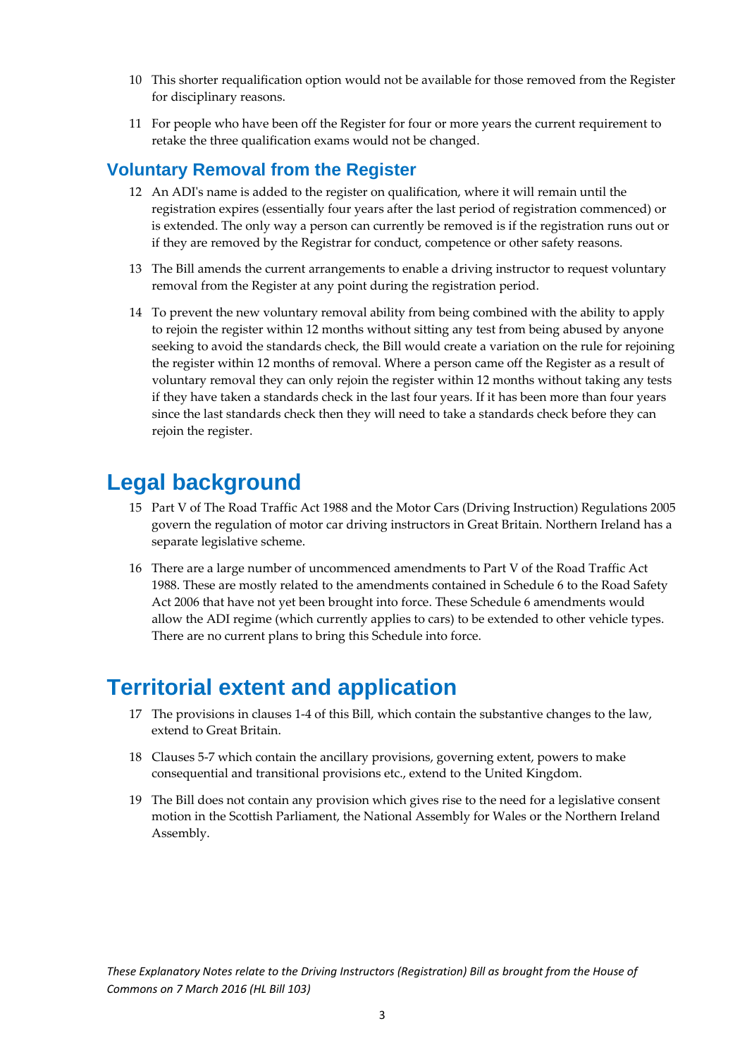10 This shorter requalification option would not be available for those removed from the Register for disciplinary reasons.

11 For people who have been off the Register for four or more years the current requirement to retake the three qualification exams would not be changed.

### Voluntary Removal from the Register

12 An ADI's name is added to the register on qualification, where it will remain until the registration expires (essentially four years after the last period of registration commenced) or is extended. The only way a person can currently be removed is if the registration runs out or if they are removed by the Registrar for conduct, competence or other safety reasons.

13 The Bill amends the current arrangements to enable a driving instructor to request voluntary removal from the Register at any point during the registration period.

14 To prevent the new voluntary removal ability from being combined with the ability to apply to rejoin the register within 12 months without sitting any test from being abused by anyone seeking to avoid the standards check, the Bill would create a variation on the rule for rejoining the register within 12 months of removal. Where a person came off the Register as a result of voluntary removal they can only rejoin the register within 12 months without taking any tests if they have taken a standards check in the last four years. If it has been more than four years since the last standards check then they will need to take a standards check before they can rejoin the register.

## Legal background

15 Part V of The Road Traffic Act 1988 and the Motor Cars (Driving Instruction) Regulations 2005 govern the regulation of motor car driving instructors in Great Britain. Northern Ireland has a separate legislative scheme.

16 There are a large number of uncommenced amendments to Part V of the Road Traffic Act 1988. These are mostly related to the amendments contained in Schedule 6 to the Road Safety Act 2006 that have not yet been brought into force. These Schedule 6 amendments would allow the ADI regime (which currently applies to cars) to be extended to other vehicle types. There are no current plans to bring this Schedule into force.

## Territorial extent and application

17 The provisions in clauses 1-4 of this Bill, which contain the substantive changes to the law, extend to Great Britain.

18 Clauses 5-7 which contain the ancillary provisions, governing extent, powers to make consequential and transitional provisions etc., extend to the United Kingdom.

19 The Bill does not contain any provision which gives rise to the need for a legislative consent motion in the Scottish Parliament, the National Assembly for Wales or the Northern Ireland Assembly.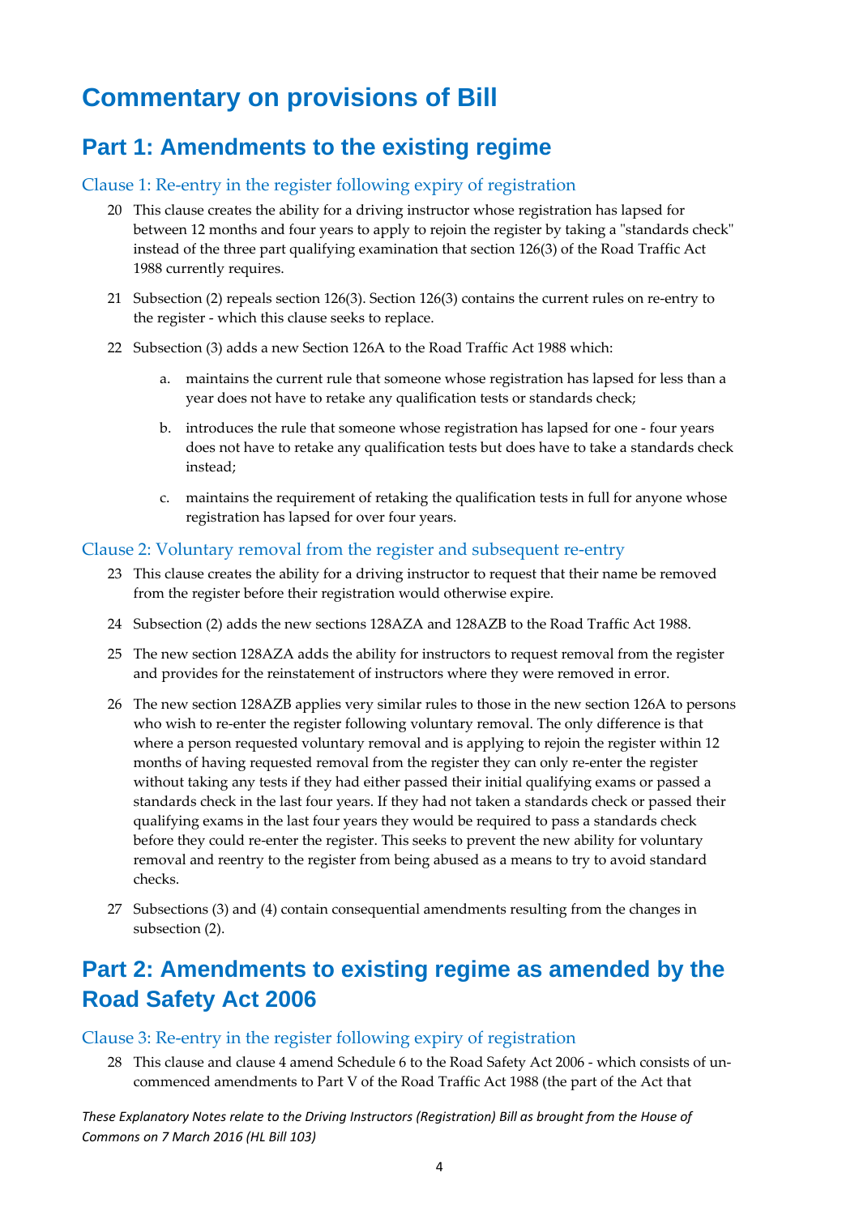# Commentary on provisions of Bill

## Part 1: Amendments to the existing regime

### Clause 1: Re-entry in the register following expiry of registration

20 This clause creates the ability for a driving instructor whose registration has lapsed for between 12 months and four years to apply to rejoin the register by taking a "standards check" instead of the three part qualifying examination that section 126(3) of the Road Traffic Act 1988 currently requires.

21 Subsection (2) repeals section 126(3). Section 126(3) contains the current rules on re-entry to the register - which this clause seeks to replace.

22 Subsection (3) adds a new Section 126A to the Road Traffic Act 1988 which:

a. maintains the current rule that someone whose registration has lapsed for less than a year does not have to retake any qualification tests or standards check;

b. introduces the rule that someone whose registration has lapsed for one - four years does not have to retake any qualification tests but does have to take a standards check instead;

c. maintains the requirement of retaking the qualification tests in full for anyone whose registration has lapsed for over four years.

### Clause 2: Voluntary removal from the register and subsequent re-entry

23 This clause creates the ability for a driving instructor to request that their name be removed from the register before their registration would otherwise expire.

24 Subsection (2) adds the new sections 128AZA and 128AZB to the Road Traffic Act 1988.

25 The new section 128AZA adds the ability for instructors to request removal from the register and provides for the reinstatement of instructors where they were removed in error.

26 The new section 128AZB applies very similar rules to those in the new section 126A to persons who wish to re-enter the register following voluntary removal. The only difference is that where a person requested voluntary removal and is applying to rejoin the register within 12 months of having requested removal from the register they can only re-enter the register without taking any tests if they had either passed their initial qualifying exams or passed a standards check in the last four years. If they had not taken a standards check or passed their qualifying exams in the last four years they would be required to pass a standards check before they could re-enter the register. This seeks to prevent the new ability for voluntary removal and reentry to the register from being abused as a means to try to avoid standard checks.

27 Subsections (3) and (4) contain consequential amendments resulting from the changes in subsection (2).

## Part 2: Amendments to existing regime as amended by the Road Safety Act 2006

### Clause 3: Re-entry in the register following expiry of registration

28 This clause and clause 4 amend Schedule 6 to the Road Safety Act 2006 - which consists of un-commenced amendments to Part V of the Road Traffic Act 1988 (the part of the Act that

*These Explanatory Notes relate to the Driving Instructors (Registration) Bill as brought from the House of Commons on 7 March 2016 (HL Bill 103)*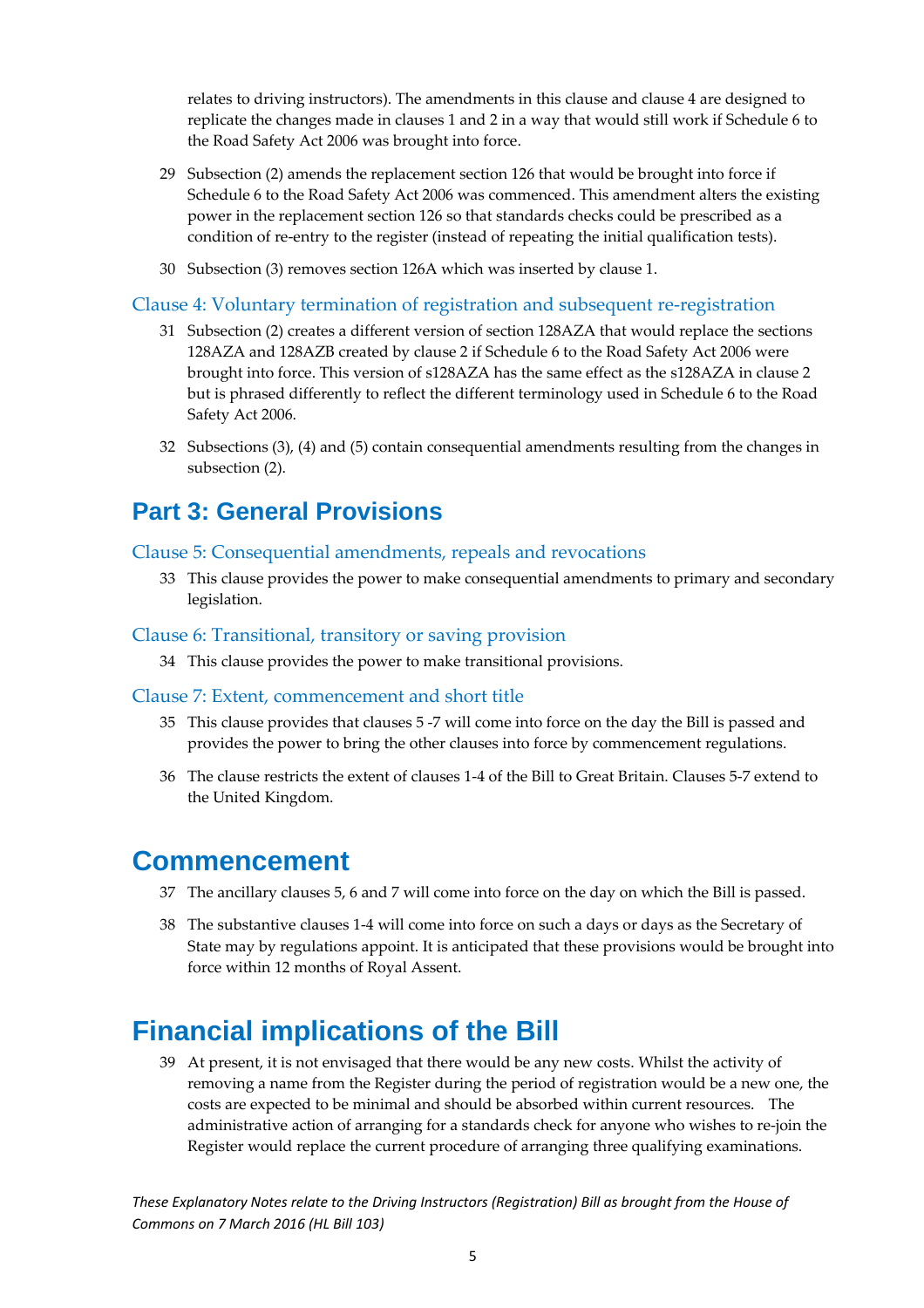relates to driving instructors). The amendments in this clause and clause 4 are designed to replicate the changes made in clauses 1 and 2 in a way that would still work if Schedule 6 to the Road Safety Act 2006 was brought into force.

29 Subsection (2) amends the replacement section 126 that would be brought into force if Schedule 6 to the Road Safety Act 2006 was commenced. This amendment alters the existing power in the replacement section 126 so that standards checks could be prescribed as a condition of re-entry to the register (instead of repeating the initial qualification tests).

30 Subsection (3) removes section 126A which was inserted by clause 1.

### Clause 4: Voluntary termination of registration and subsequent re-registration

31 Subsection (2) creates a different version of section 128AZA that would replace the sections 128AZA and 128AZB created by clause 2 if Schedule 6 to the Road Safety Act 2006 were brought into force. This version of s128AZA has the same effect as the s128AZA in clause 2 but is phrased differently to reflect the different terminology used in Schedule 6 to the Road Safety Act 2006.

32 Subsections (3), (4) and (5) contain consequential amendments resulting from the changes in subsection (2).

## Part 3: General Provisions

### Clause 5: Consequential amendments, repeals and revocations

33 This clause provides the power to make consequential amendments to primary and secondary legislation.

### Clause 6: Transitional, transitory or saving provision

34 This clause provides the power to make transitional provisions.

### Clause 7: Extent, commencement and short title

35 This clause provides that clauses 5 -7 will come into force on the day the Bill is passed and provides the power to bring the other clauses into force by commencement regulations.

36 The clause restricts the extent of clauses 1-4 of the Bill to Great Britain. Clauses 5-7 extend to the United Kingdom.

# Commencement

37 The ancillary clauses 5, 6 and 7 will come into force on the day on which the Bill is passed.

38 The substantive clauses 1-4 will come into force on such a days or days as the Secretary of State may by regulations appoint. It is anticipated that these provisions would be brought into force within 12 months of Royal Assent.

# Financial implications of the Bill

39 At present, it is not envisaged that there would be any new costs. Whilst the activity of removing a name from the Register during the period of registration would be a new one, the costs are expected to be minimal and should be absorbed within current resources. The administrative action of arranging for a standards check for anyone who wishes to re-join the Register would replace the current procedure of arranging three qualifying examinations.

*These Explanatory Notes relate to the Driving Instructors (Registration) Bill as brought from the House of Commons on 7 March 2016 (HL Bill 103)*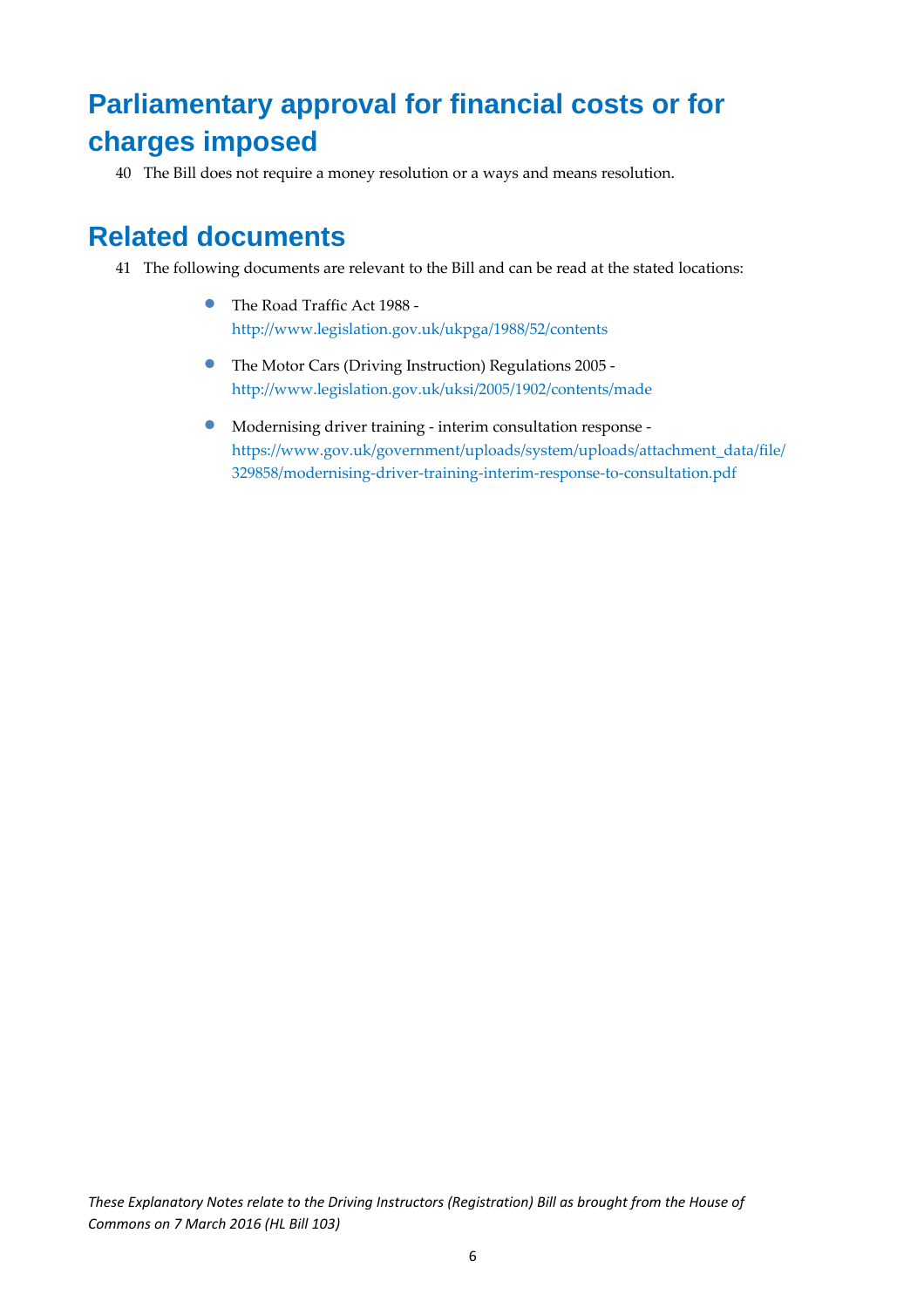## Parliamentary approval for financial costs or for charges imposed

40 The Bill does not require a money resolution or a ways and means resolution.

## Related documents

41 The following documents are relevant to the Bill and can be read at the stated locations:

- The Road Traffic Act 1988 - http://www.legislation.gov.uk/ukpga/1988/52/contents
- The Motor Cars (Driving Instruction) Regulations 2005 - http://www.legislation.gov.uk/uksi/2005/1902/contents/made
- Modernising driver training - interim consultation response - https://www.gov.uk/government/uploads/system/uploads/attachment_data/file/329858/modernising-driver-training-interim-response-to-consultation.pdf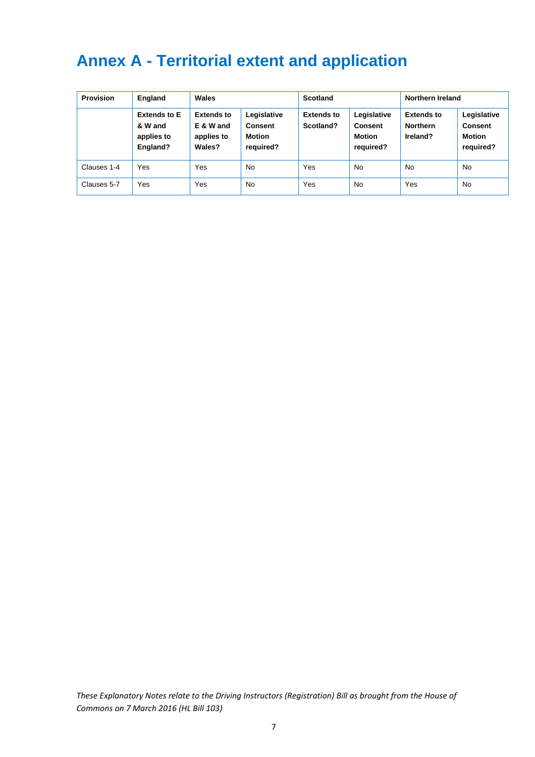# Annex A - Territorial extent and application

| Provision | England | Wales | | Scotland | | Northern Ireland | |
|---|---|---|---|---|---|---|---|
| | **Extends to E & W and applies to England?** | **Extends to E & W and applies to Wales?** | **Legislative Consent Motion required?** | **Extends to Scotland?** | **Legislative Consent Motion required?** | **Extends to Northern Ireland?** | **Legislative Consent Motion required?** |
| Clauses 1-4 | Yes | Yes | No | Yes | No | No | No |
| Clauses 5-7 | Yes | Yes | No | Yes | No | Yes | No |

*These Explanatory Notes relate to the Driving Instructors (Registration) Bill as brought from the House of Commons on 7 March 2016 (HL Bill 103)*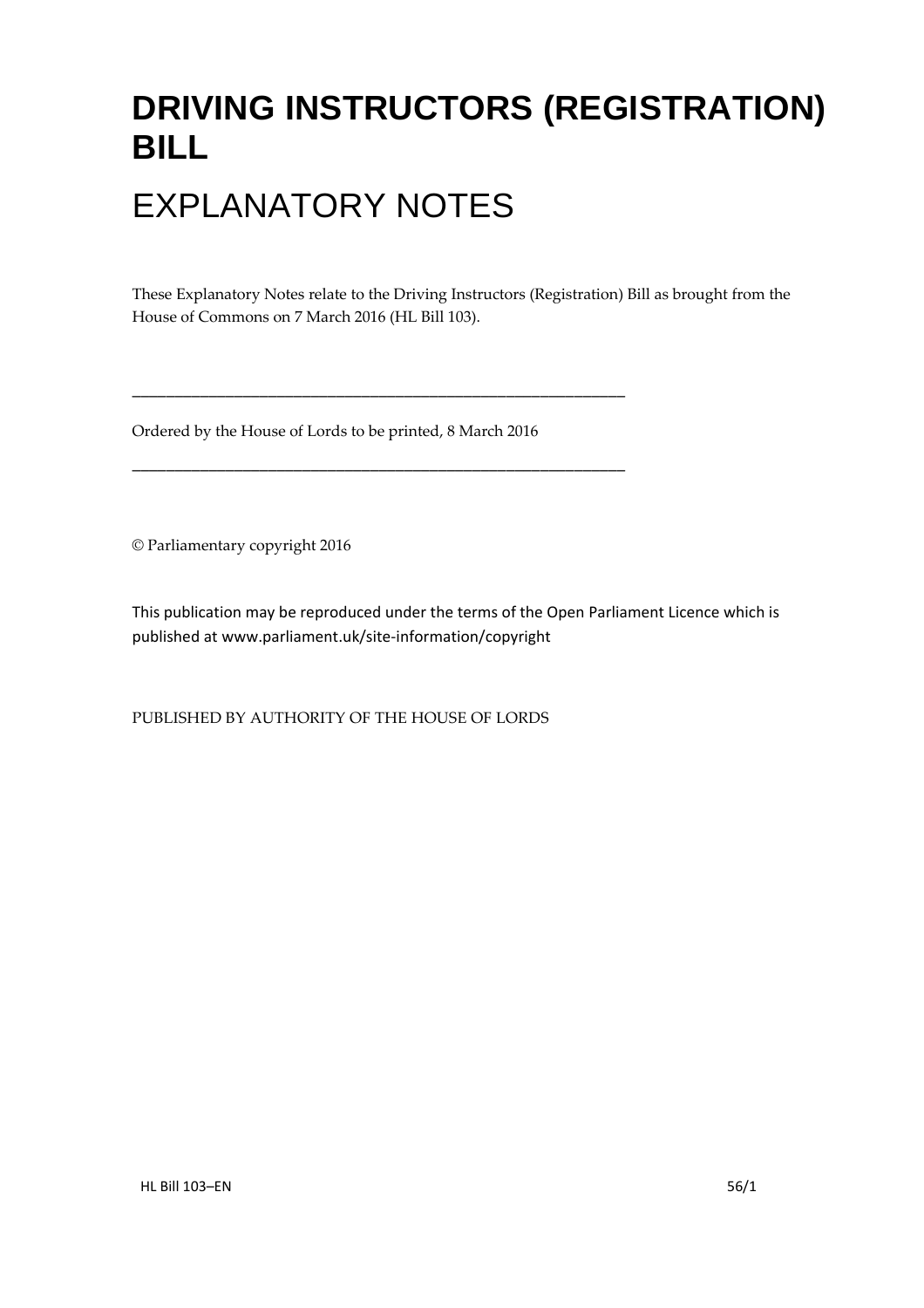# DRIVING INSTRUCTORS (REGISTRATION) BILL

# EXPLANATORY NOTES

These Explanatory Notes relate to the Driving Instructors (Registration) Bill as brought from the House of Commons on 7 March 2016 (HL Bill 103).

---

Ordered by the House of Lords to be printed, 8 March 2016

---

© Parliamentary copyright 2016

This publication may be reproduced under the terms of the Open Parliament Licence which is published at www.parliament.uk/site-information/copyright

PUBLISHED BY AUTHORITY OF THE HOUSE OF LORDS

HL Bill 103–EN 56/1